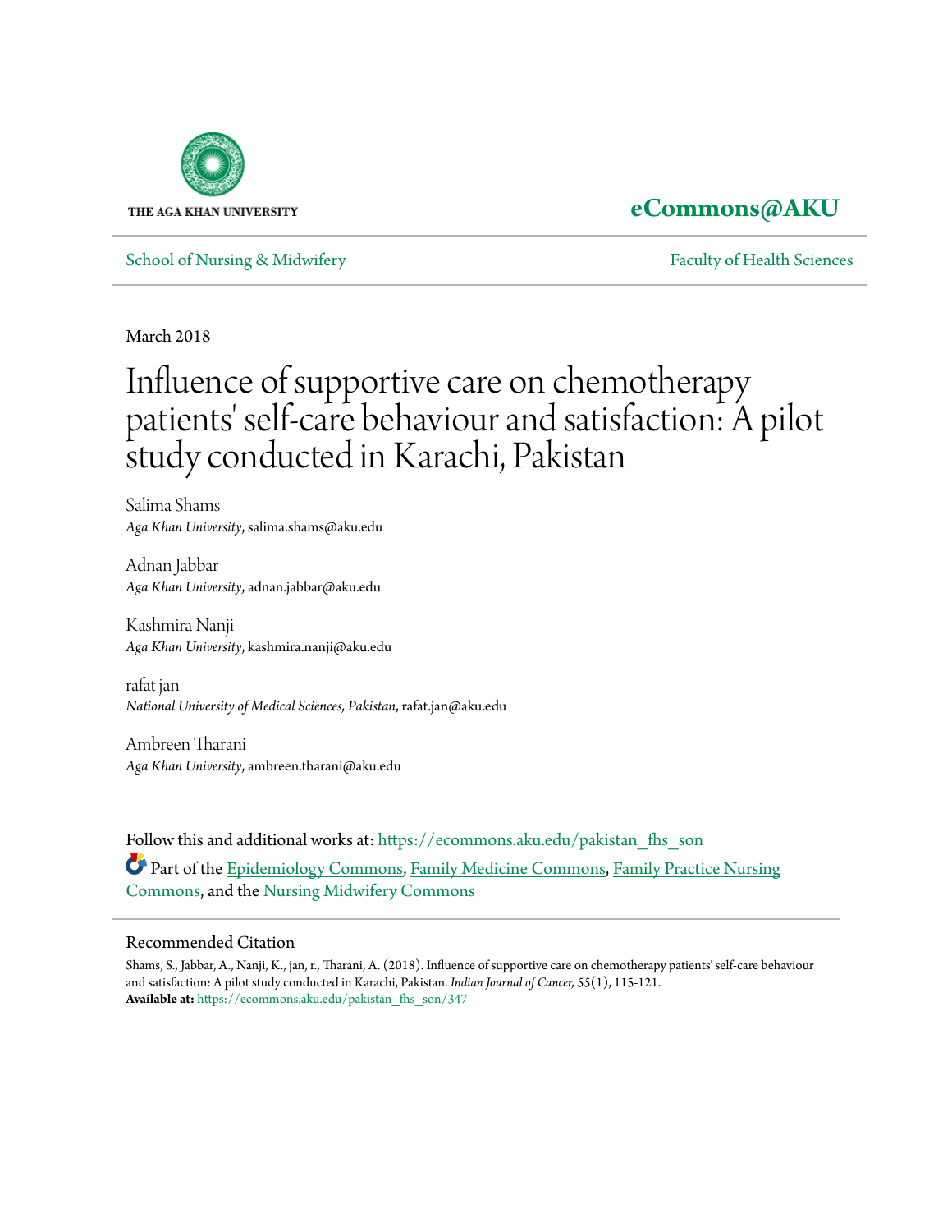THE AGA KHAN UNIVERSITY

**eCommons@AKU**

School of Nursing & Midwifery

Faculty of Health Sciences

March 2018

# Influence of supportive care on chemotherapy patients' self-care behaviour and satisfaction: A pilot study conducted in Karachi, Pakistan

Salima Shams
*Aga Khan University*, salima.shams@aku.edu

Adnan Jabbar
*Aga Khan University*, adnan.jabbar@aku.edu

Kashmira Nanji
*Aga Khan University*, kashmira.nanji@aku.edu

rafat jan
*National University of Medical Sciences, Pakistan*, rafat.jan@aku.edu

Ambreen Tharani
*Aga Khan University*, ambreen.tharani@aku.edu

Follow this and additional works at: https://ecommons.aku.edu/pakistan_fhs_son

Part of the Epidemiology Commons, Family Medicine Commons, Family Practice Nursing Commons, and the Nursing Midwifery Commons

## Recommended Citation

Shams, S., Jabbar, A., Nanji, K., jan, r., Tharani, A. (2018). Influence of supportive care on chemotherapy patients' self-care behaviour and satisfaction: A pilot study conducted in Karachi, Pakistan. *Indian Journal of Cancer, 55*(1), 115-121.
**Available at:** https://ecommons.aku.edu/pakistan_fhs_son/347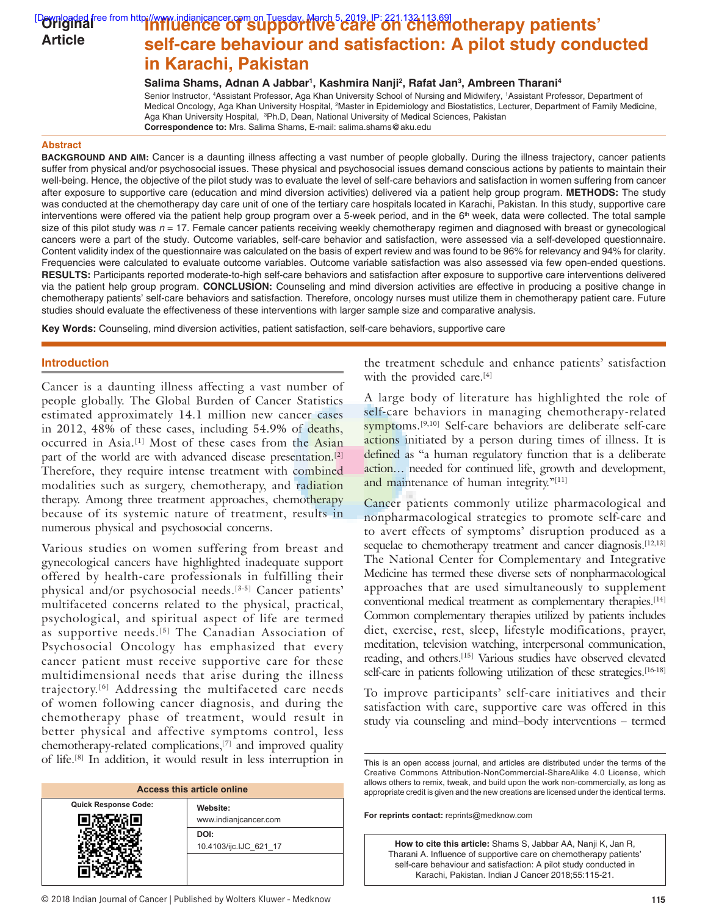Original Article

# Influence of supportive care on chemotherapy patients' self-care behaviour and satisfaction: A pilot study conducted in Karachi, Pakistan

**Salima Shams, Adnan A Jabbar[1], Kashmira Nanji[2], Rafat Jan[3], Ambreen Tharani[4]**

Senior Instructor, [4]Assistant Professor, Aga Khan University School of Nursing and Midwifery, [1]Assistant Professor, Department of Medical Oncology, Aga Khan University Hospital, [2]Master in Epidemiology and Biostatistics, Lecturer, Department of Family Medicine, Aga Khan University Hospital, [3]Ph.D, Dean, National University of Medical Sciences, Pakistan

**Correspondence to:** Mrs. Salima Shams, E-mail: salima.shams@aku.edu

## Abstract

**BACKGROUND AND AIM:** Cancer is a daunting illness affecting a vast number of people globally. During the illness trajectory, cancer patients suffer from physical and/or psychosocial issues. These physical and psychosocial issues demand conscious actions by patients to maintain their well-being. Hence, the objective of the pilot study was to evaluate the level of self-care behaviors and satisfaction in women suffering from cancer after exposure to supportive care (education and mind diversion activities) delivered via a patient help group program. **METHODS:** The study was conducted at the chemotherapy day care unit of one of the tertiary care hospitals located in Karachi, Pakistan. In this study, supportive care interventions were offered via the patient help group program over a 5-week period, and in the 6th week, data were collected. The total sample size of this pilot study was $n = 17$. Female cancer patients receiving weekly chemotherapy regimen and diagnosed with breast or gynecological cancers were a part of the study. Outcome variables, self-care behavior and satisfaction, were assessed via a self-developed questionnaire. Content validity index of the questionnaire was calculated on the basis of expert review and was found to be 96% for relevancy and 94% for clarity. Frequencies were calculated to evaluate outcome variables. Outcome variable satisfaction was also assessed via few open-ended questions. **RESULTS:** Participants reported moderate-to-high self-care behaviors and satisfaction after exposure to supportive care interventions delivered via the patient help group program. **CONCLUSION:** Counseling and mind diversion activities are effective in producing a positive change in chemotherapy patients' self-care behaviors and satisfaction. Therefore, oncology nurses must utilize them in chemotherapy patient care. Future studies should evaluate the effectiveness of these interventions with larger sample size and comparative analysis.

**Key Words:** Counseling, mind diversion activities, patient satisfaction, self-care behaviors, supportive care

## Introduction

Cancer is a daunting illness affecting a vast number of people globally. The Global Burden of Cancer Statistics estimated approximately 14.1 million new cancer cases in 2012, 48% of these cases, including 54.9% of deaths, occurred in Asia.[1] Most of these cases from the Asian part of the world are with advanced disease presentation.[2] Therefore, they require intense treatment with combined modalities such as surgery, chemotherapy, and radiation therapy. Among three treatment approaches, chemotherapy because of its systemic nature of treatment, results in numerous physical and psychosocial concerns.

Various studies on women suffering from breast and gynecological cancers have highlighted inadequate support offered by health-care professionals in fulfilling their physical and/or psychosocial needs.[3-5] Cancer patients' multifaceted concerns related to the physical, practical, psychological, and spiritual aspect of life are termed as supportive needs.[5] The Canadian Association of Psychosocial Oncology has emphasized that every cancer patient must receive supportive care for these multidimensional needs that arise during the illness trajectory.[6] Addressing the multifaceted care needs of women following cancer diagnosis, and during the chemotherapy phase of treatment, would result in better physical and affective symptoms control, less chemotherapy-related complications,[7] and improved quality of life.[8] In addition, it would result in less interruption in the treatment schedule and enhance patients' satisfaction with the provided care.[4]

A large body of literature has highlighted the role of self-care behaviors in managing chemotherapy-related symptoms.[9,10] Self-care behaviors are deliberate self-care actions initiated by a person during times of illness. It is defined as "a human regulatory function that is a deliberate action… needed for continued life, growth and development, and maintenance of human integrity."[11]

Cancer patients commonly utilize pharmacological and nonpharmacological strategies to promote self-care and to avert effects of symptoms' disruption produced as a sequelae to chemotherapy treatment and cancer diagnosis.[12,13] The National Center for Complementary and Integrative Medicine has termed these diverse sets of nonpharmacological approaches that are used simultaneously to supplement conventional medical treatment as complementary therapies.[14] Common complementary therapies utilized by patients includes diet, exercise, rest, sleep, lifestyle modifications, prayer, meditation, television watching, interpersonal communication, reading, and others.[15] Various studies have observed elevated self-care in patients following utilization of these strategies.[16-18]

To improve participants' self-care initiatives and their satisfaction with care, supportive care was offered in this study via counseling and mind–body interventions – termed

This is an open access journal, and articles are distributed under the terms of the Creative Commons Attribution-NonCommercial-ShareAlike 4.0 License, which allows others to remix, tweak, and build upon the work non-commercially, as long as appropriate credit is given and the new creations are licensed under the identical terms.

For reprints contact: reprints@medknow.com

| Access this article online | |
|---|---|
| Quick Response Code: | Website: www.indianjcancer.com |
| | DOI: 10.4103/ijc.IJC_621_17 |

**How to cite this article:** Shams S, Jabbar AA, Nanji K, Jan R, Tharani A. Influence of supportive care on chemotherapy patients' self-care behaviour and satisfaction: A pilot study conducted in Karachi, Pakistan. Indian J Cancer 2018;55:115-21.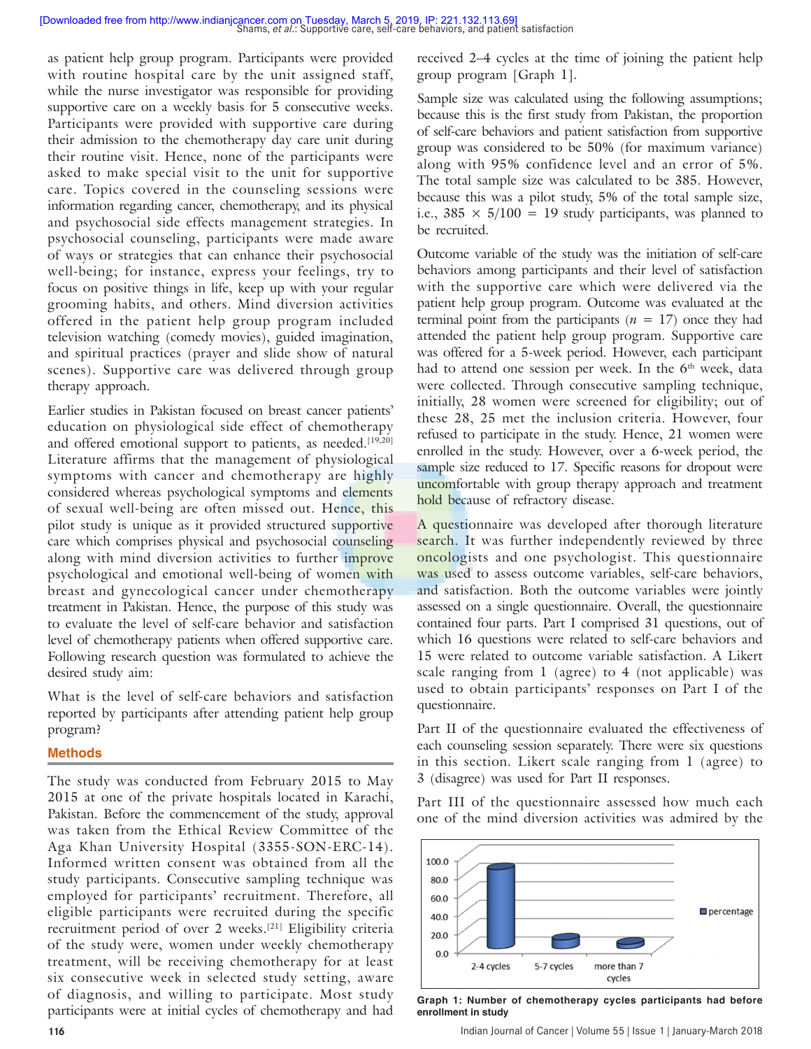as patient help group program. Participants were provided with routine hospital care by the unit assigned staff, while the nurse investigator was responsible for providing supportive care on a weekly basis for 5 consecutive weeks. Participants were provided with supportive care during their admission to the chemotherapy day care unit during their routine visit. Hence, none of the participants were asked to make special visit to the unit for supportive care. Topics covered in the counseling sessions were information regarding cancer, chemotherapy, and its physical and psychosocial side effects management strategies. In psychosocial counseling, participants were made aware of ways or strategies that can enhance their psychosocial well-being; for instance, express your feelings, try to focus on positive things in life, keep up with your regular grooming habits, and others. Mind diversion activities offered in the patient help group program included television watching (comedy movies), guided imagination, and spiritual practices (prayer and slide show of natural scenes). Supportive care was delivered through group therapy approach.

Earlier studies in Pakistan focused on breast cancer patients' education on physiological side effect of chemotherapy and offered emotional support to patients, as needed.[19,20] Literature affirms that the management of physiological symptoms with cancer and chemotherapy are highly considered whereas psychological symptoms and elements of sexual well-being are often missed out. Hence, this pilot study is unique as it provided structured supportive care which comprises physical and psychosocial counseling along with mind diversion activities to further improve psychological and emotional well-being of women with breast and gynecological cancer under chemotherapy treatment in Pakistan. Hence, the purpose of this study was to evaluate the level of self-care behavior and satisfaction level of chemotherapy patients when offered supportive care. Following research question was formulated to achieve the desired study aim:

What is the level of self-care behaviors and satisfaction reported by participants after attending patient help group program?

## Methods

The study was conducted from February 2015 to May 2015 at one of the private hospitals located in Karachi, Pakistan. Before the commencement of the study, approval was taken from the Ethical Review Committee of the Aga Khan University Hospital (3355-SON-ERC-14). Informed written consent was obtained from all the study participants. Consecutive sampling technique was employed for participants' recruitment. Therefore, all eligible participants were recruited during the specific recruitment period of over 2 weeks.[21] Eligibility criteria of the study were, women under weekly chemotherapy treatment, will be receiving chemotherapy for at least six consecutive week in selected study setting, aware of diagnosis, and willing to participate. Most study participants were at initial cycles of chemotherapy and had received 2–4 cycles at the time of joining the patient help group program [Graph 1].

Sample size was calculated using the following assumptions; because this is the first study from Pakistan, the proportion of self-care behaviors and patient satisfaction from supportive group was considered to be 50% (for maximum variance) along with 95% confidence level and an error of 5%. The total sample size was calculated to be 385. However, because this was a pilot study, 5% of the total sample size, i.e., $385 \times 5/100 = 19$ study participants, was planned to be recruited.

Outcome variable of the study was the initiation of self-care behaviors among participants and their level of satisfaction with the supportive care which were delivered via the patient help group program. Outcome was evaluated at the terminal point from the participants ($n = 17$) once they had attended the patient help group program. Supportive care was offered for a 5-week period. However, each participant had to attend one session per week. In the 6th week, data were collected. Through consecutive sampling technique, initially, 28 women were screened for eligibility; out of these 28, 25 met the inclusion criteria. However, four refused to participate in the study. Hence, 21 women were enrolled in the study. However, over a 6-week period, the sample size reduced to 17. Specific reasons for dropout were uncomfortable with group therapy approach and treatment hold because of refractory disease.

A questionnaire was developed after thorough literature search. It was further independently reviewed by three oncologists and one psychologist. This questionnaire was used to assess outcome variables, self-care behaviors, and satisfaction. Both the outcome variables were jointly assessed on a single questionnaire. Overall, the questionnaire contained four parts. Part I comprised 31 questions, out of which 16 questions were related to self-care behaviors and 15 were related to outcome variable satisfaction. A Likert scale ranging from 1 (agree) to 4 (not applicable) was used to obtain participants' responses on Part I of the questionnaire.

Part II of the questionnaire evaluated the effectiveness of each counseling session separately. There were six questions in this section. Likert scale ranging from 1 (agree) to 3 (disagree) was used for Part II responses.

Part III of the questionnaire assessed how much each one of the mind diversion activities was admired by the

**Graph 1: Number of chemotherapy cycles participants had before enrollment in study**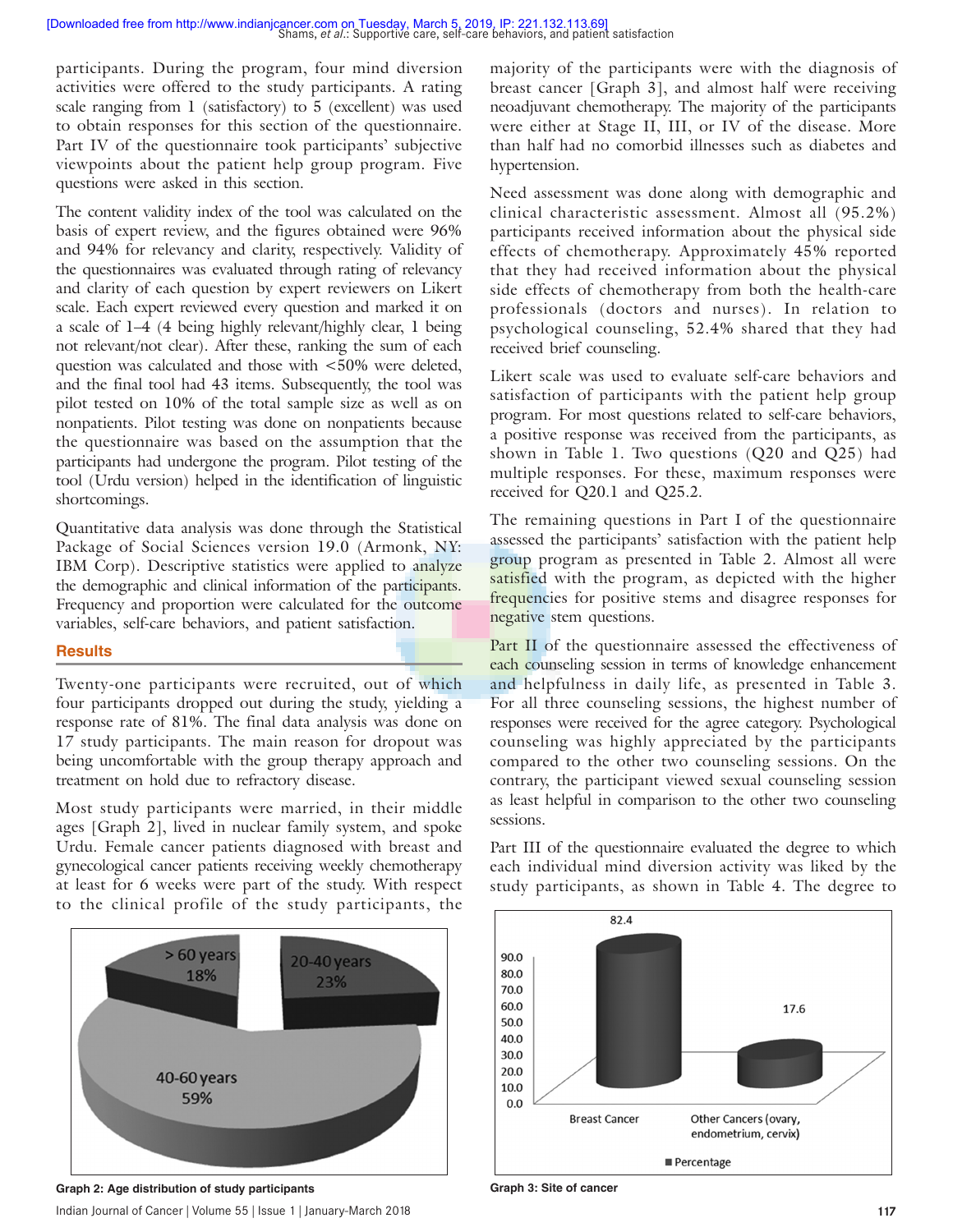participants. During the program, four mind diversion activities were offered to the study participants. A rating scale ranging from 1 (satisfactory) to 5 (excellent) was used to obtain responses for this section of the questionnaire. Part IV of the questionnaire took participants' subjective viewpoints about the patient help group program. Five questions were asked in this section.

The content validity index of the tool was calculated on the basis of expert review, and the figures obtained were 96% and 94% for relevancy and clarity, respectively. Validity of the questionnaires was evaluated through rating of relevancy and clarity of each question by expert reviewers on Likert scale. Each expert reviewed every question and marked it on a scale of 1–4 (4 being highly relevant/highly clear, 1 being not relevant/not clear). After these, ranking the sum of each question was calculated and those with <50% were deleted, and the final tool had 43 items. Subsequently, the tool was pilot tested on 10% of the total sample size as well as on nonpatients. Pilot testing was done on nonpatients because the questionnaire was based on the assumption that the participants had undergone the program. Pilot testing of the tool (Urdu version) helped in the identification of linguistic shortcomings.

Quantitative data analysis was done through the Statistical Package of Social Sciences version 19.0 (Armonk, NY: IBM Corp). Descriptive statistics were applied to analyze the demographic and clinical information of the participants. Frequency and proportion were calculated for the outcome variables, self-care behaviors, and patient satisfaction.

## Results

Twenty-one participants were recruited, out of which four participants dropped out during the study, yielding a response rate of 81%. The final data analysis was done on 17 study participants. The main reason for dropout was being uncomfortable with the group therapy approach and treatment on hold due to refractory disease.

Most study participants were married, in their middle ages [Graph 2], lived in nuclear family system, and spoke Urdu. Female cancer patients diagnosed with breast and gynecological cancer patients receiving weekly chemotherapy at least for 6 weeks were part of the study. With respect to the clinical profile of the study participants, the majority of the participants were with the diagnosis of breast cancer [Graph 3], and almost half were receiving neoadjuvant chemotherapy. The majority of the participants were either at Stage II, III, or IV of the disease. More than half had no comorbid illnesses such as diabetes and hypertension.

Need assessment was done along with demographic and clinical characteristic assessment. Almost all (95.2%) participants received information about the physical side effects of chemotherapy. Approximately 45% reported that they had received information about the physical side effects of chemotherapy from both the health-care professionals (doctors and nurses). In relation to psychological counseling, 52.4% shared that they had received brief counseling.

Likert scale was used to evaluate self-care behaviors and satisfaction of participants with the patient help group program. For most questions related to self-care behaviors, a positive response was received from the participants, as shown in Table 1. Two questions (Q20 and Q25) had multiple responses. For these, maximum responses were received for Q20.1 and Q25.2.

The remaining questions in Part I of the questionnaire assessed the participants' satisfaction with the patient help group program as presented in Table 2. Almost all were satisfied with the program, as depicted with the higher frequencies for positive stems and disagree responses for negative stem questions.

Part II of the questionnaire assessed the effectiveness of each counseling session in terms of knowledge enhancement and helpfulness in daily life, as presented in Table 3. For all three counseling sessions, the highest number of responses were received for the agree category. Psychological counseling was highly appreciated by the participants compared to the other two counseling sessions. On the contrary, the participant viewed sexual counseling session as least helpful in comparison to the other two counseling sessions.

Part III of the questionnaire evaluated the degree to which each individual mind diversion activity was liked by the study participants, as shown in Table 4. The degree to

| Age group | Percentage |
|---|---|
| 20-40 years | 23% |
| 40-60 years | 59% |
| > 60 years | 18% |

Graph 2: Age distribution of study participants

| Site of cancer | Percentage |
|---|---|
| Breast Cancer | 82.4 |
| Other Cancers (ovary, endometrium, cervix) | 17.6 |

Graph 3: Site of cancer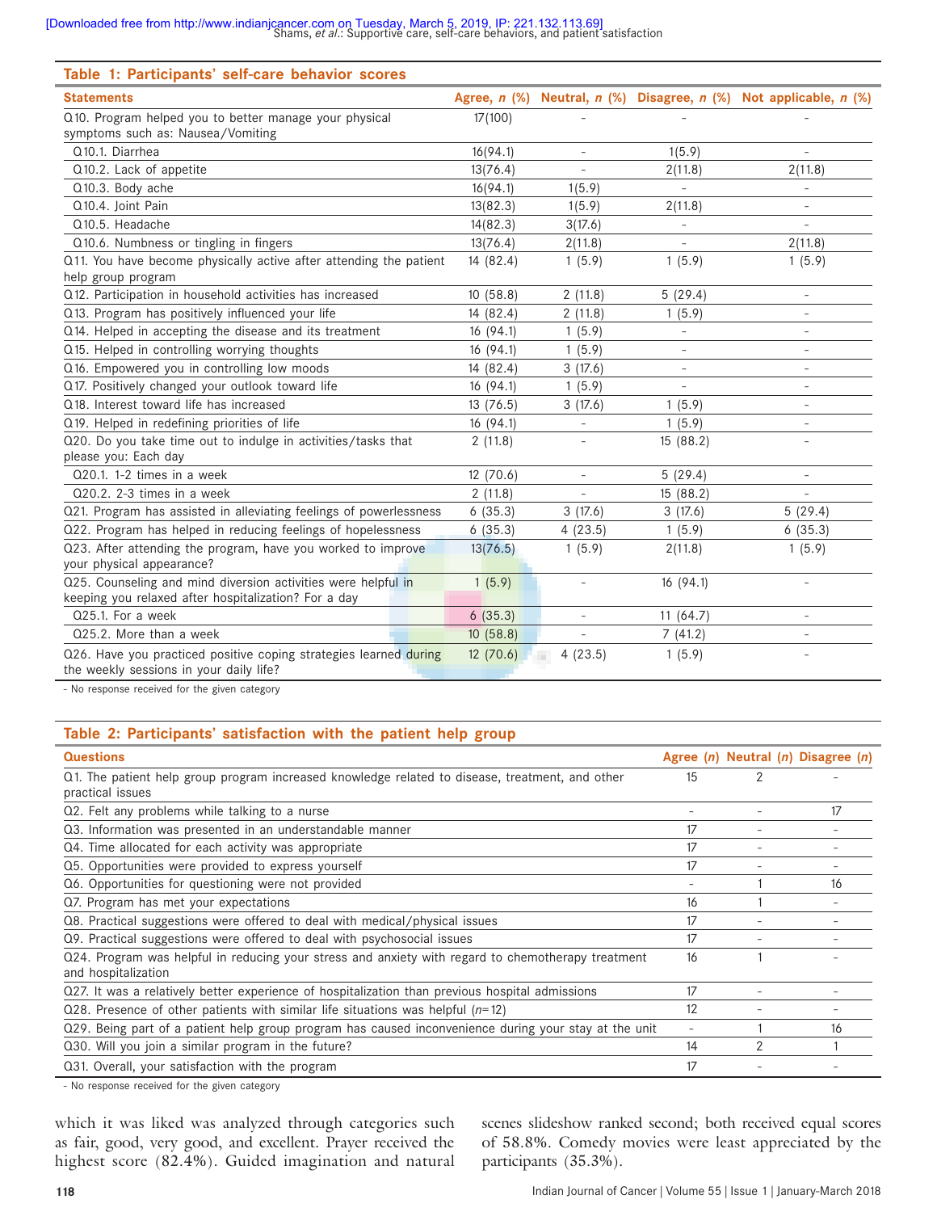**Table 1: Participants' self-care behavior scores**

| Statements | Agree, *n* (%) | Neutral, *n* (%) | Disagree, *n* (%) | Not applicable, *n* (%) |
|---|---|---|---|---|
| Q10. Program helped you to better manage your physical symptoms such as: Nausea/Vomiting | 17(100) | - | - | - |
| Q10.1. Diarrhea | 16(94.1) | - | 1(5.9) | - |
| Q10.2. Lack of appetite | 13(76.4) | - | 2(11.8) | 2(11.8) |
| Q10.3. Body ache | 16(94.1) | 1(5.9) | - | - |
| Q10.4. Joint Pain | 13(82.3) | 1(5.9) | 2(11.8) | - |
| Q10.5. Headache | 14(82.3) | 3(17.6) | - | - |
| Q10.6. Numbness or tingling in fingers | 13(76.4) | 2(11.8) | - | 2(11.8) |
| Q11. You have become physically active after attending the patient help group program | 14 (82.4) | 1 (5.9) | 1 (5.9) | 1 (5.9) |
| Q12. Participation in household activities has increased | 10 (58.8) | 2 (11.8) | 5 (29.4) | - |
| Q13. Program has positively influenced your life | 14 (82.4) | 2 (11.8) | 1 (5.9) | - |
| Q14. Helped in accepting the disease and its treatment | 16 (94.1) | 1 (5.9) | - | - |
| Q15. Helped in controlling worrying thoughts | 16 (94.1) | 1 (5.9) | - | - |
| Q16. Empowered you in controlling low moods | 14 (82.4) | 3 (17.6) | - | - |
| Q17. Positively changed your outlook toward life | 16 (94.1) | 1 (5.9) | - | - |
| Q18. Interest toward life has increased | 13 (76.5) | 3 (17.6) | 1 (5.9) | - |
| Q19. Helped in redefining priorities of life | 16 (94.1) | - | 1 (5.9) | - |
| Q20. Do you take time out to indulge in activities/tasks that please you: Each day | 2 (11.8) | - | 15 (88.2) | - |
| Q20.1. 1-2 times in a week | 12 (70.6) | - | 5 (29.4) | - |
| Q20.2. 2-3 times in a week | 2 (11.8) | - | 15 (88.2) | - |
| Q21. Program has assisted in alleviating feelings of powerlessness | 6 (35.3) | 3 (17.6) | 3 (17.6) | 5 (29.4) |
| Q22. Program has helped in reducing feelings of hopelessness | 6 (35.3) | 4 (23.5) | 1 (5.9) | 6 (35.3) |
| Q23. After attending the program, have you worked to improve your physical appearance? | 13(76.5) | 1 (5.9) | 2(11.8) | 1 (5.9) |
| Q25. Counseling and mind diversion activities were helpful in keeping you relaxed after hospitalization? For a day | 1 (5.9) | - | 16 (94.1) | - |
| Q25.1. For a week | 6 (35.3) | - | 11 (64.7) | - |
| Q25.2. More than a week | 10 (58.8) | - | 7 (41.2) | - |
| Q26. Have you practiced positive coping strategies learned during the weekly sessions in your daily life? | 12 (70.6) | 4 (23.5) | 1 (5.9) | - |

- No response received for the given category

**Table 2: Participants' satisfaction with the patient help group**

| Questions | Agree (*n*) | Neutral (*n*) | Disagree (*n*) |
|---|---|---|---|
| Q1. The patient help group program increased knowledge related to disease, treatment, and other practical issues | 15 | 2 | - |
| Q2. Felt any problems while talking to a nurse | - | - | 17 |
| Q3. Information was presented in an understandable manner | 17 | - | - |
| Q4. Time allocated for each activity was appropriate | 17 | - | - |
| Q5. Opportunities were provided to express yourself | 17 | - | - |
| Q6. Opportunities for questioning were not provided | - | 1 | 16 |
| Q7. Program has met your expectations | 16 | 1 | - |
| Q8. Practical suggestions were offered to deal with medical/physical issues | 17 | - | - |
| Q9. Practical suggestions were offered to deal with psychosocial issues | 17 | - | - |
| Q24. Program was helpful in reducing your stress and anxiety with regard to chemotherapy treatment and hospitalization | 16 | 1 | - |
| Q27. It was a relatively better experience of hospitalization than previous hospital admissions | 17 | - | - |
| Q28. Presence of other patients with similar life situations was helpful (*n*=12) | 12 | - | - |
| Q29. Being part of a patient help group program has caused inconvenience during your stay at the unit | - | 1 | 16 |
| Q30. Will you join a similar program in the future? | 14 | 2 | 1 |
| Q31. Overall, your satisfaction with the program | 17 | - | - |

- No response received for the given category

which it was liked was analyzed through categories such as fair, good, very good, and excellent. Prayer received the highest score (82.4%). Guided imagination and natural scenes slideshow ranked second; both received equal scores of 58.8%. Comedy movies were least appreciated by the participants (35.3%).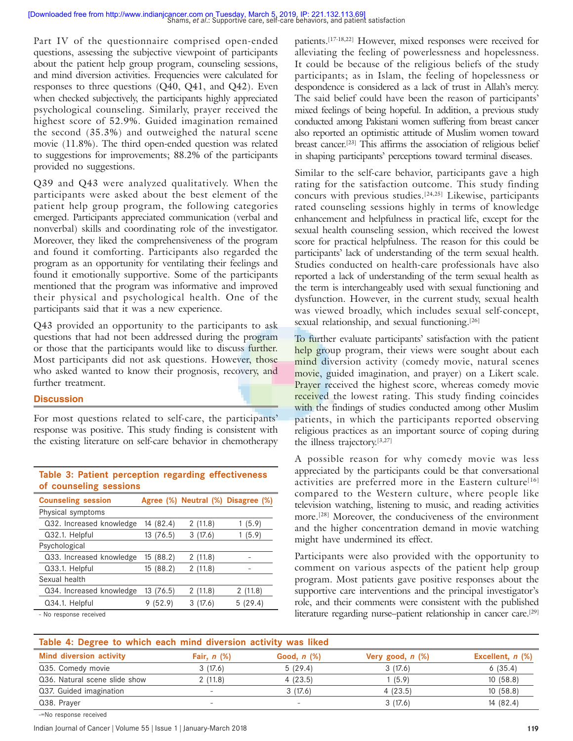Part IV of the questionnaire comprised open-ended questions, assessing the subjective viewpoint of participants about the patient help group program, counseling sessions, and mind diversion activities. Frequencies were calculated for responses to three questions (Q40, Q41, and Q42). Even when checked subjectively, the participants highly appreciated psychological counseling. Similarly, prayer received the highest score of 52.9%. Guided imagination remained the second (35.3%) and outweighed the natural scene movie (11.8%). The third open-ended question was related to suggestions for improvements; 88.2% of the participants provided no suggestions.

Q39 and Q43 were analyzed qualitatively. When the participants were asked about the best element of the patient help group program, the following categories emerged. Participants appreciated communication (verbal and nonverbal) skills and coordinating role of the investigator. Moreover, they liked the comprehensiveness of the program and found it comforting. Participants also regarded the program as an opportunity for ventilating their feelings and found it emotionally supportive. Some of the participants mentioned that the program was informative and improved their physical and psychological health. One of the participants said that it was a new experience.

Q43 provided an opportunity to the participants to ask questions that had not been addressed during the program or those that the participants would like to discuss further. Most participants did not ask questions. However, those who asked wanted to know their prognosis, recovery, and further treatment.

## Discussion

For most questions related to self-care, the participants' response was positive. This study finding is consistent with the existing literature on self-care behavior in chemotherapy patients.[17-18,22] However, mixed responses were received for alleviating the feeling of powerlessness and hopelessness. It could be because of the religious beliefs of the study participants; as in Islam, the feeling of hopelessness or despondence is considered as a lack of trust in Allah's mercy. The said belief could have been the reason of participants' mixed feelings of being hopeful. In addition, a previous study conducted among Pakistani women suffering from breast cancer also reported an optimistic attitude of Muslim women toward breast cancer.[23] This affirms the association of religious belief in shaping participants' perceptions toward terminal diseases.

**Table 3: Patient perception regarding effectiveness of counseling sessions**

| Counseling session | Agree (%) | Neutral (%) | Disagree (%) |
|---|---|---|---|
| Physical symptoms | | | |
| Q32. Increased knowledge | 14 (82.4) | 2 (11.8) | 1 (5.9) |
| Q32.1. Helpful | 13 (76.5) | 3 (17.6) | 1 (5.9) |
| Psychological | | | |
| Q33. Increased knowledge | 15 (88.2) | 2 (11.8) | - |
| Q33.1. Helpful | 15 (88.2) | 2 (11.8) | - |
| Sexual health | | | |
| Q34. Increased knowledge | 13 (76.5) | 2 (11.8) | 2 (11.8) |
| Q34.1. Helpful | 9 (52.9) | 3 (17.6) | 5 (29.4) |

- No response received

Similar to the self-care behavior, participants gave a high rating for the satisfaction outcome. This study finding concurs with previous studies.[24,25] Likewise, participants rated counseling sessions highly in terms of knowledge enhancement and helpfulness in practical life, except for the sexual health counseling session, which received the lowest score for practical helpfulness. The reason for this could be participants' lack of understanding of the term sexual health. Studies conducted on health-care professionals have also reported a lack of understanding of the term sexual health as the term is interchangeably used with sexual functioning and dysfunction. However, in the current study, sexual health was viewed broadly, which includes sexual self-concept, sexual relationship, and sexual functioning.[26]

To further evaluate participants' satisfaction with the patient help group program, their views were sought about each mind diversion activity (comedy movie, natural scenes movie, guided imagination, and prayer) on a Likert scale. Prayer received the highest score, whereas comedy movie received the lowest rating. This study finding coincides with the findings of studies conducted among other Muslim patients, in which the participants reported observing religious practices as an important source of coping during the illness trajectory.[3,27]

A possible reason for why comedy movie was less appreciated by the participants could be that conversational activities are preferred more in the Eastern culture[16] compared to the Western culture, where people like television watching, listening to music, and reading activities more.[28] Moreover, the conduciveness of the environment and the higher concentration demand in movie watching might have undermined its effect.

Participants were also provided with the opportunity to comment on various aspects of the patient help group program. Most patients gave positive responses about the supportive care interventions and the principal investigator's role, and their comments were consistent with the published literature regarding nurse–patient relationship in cancer care.[29]

**Table 4: Degree to which each mind diversion activity was liked**

| Mind diversion activity | Fair, *n* (%) | Good, *n* (%) | Very good, *n* (%) | Excellent, *n* (%) |
|---|---|---|---|---|
| Q35. Comedy movie | 3 (17.6) | 5 (29.4) | 3 (17.6) | 6 (35.4) |
| Q36. Natural scene slide show | 2 (11.8) | 4 (23.5) | 1 (5.9) | 10 (58.8) |
| Q37. Guided imagination | - | 3 (17.6) | 4 (23.5) | 10 (58.8) |
| Q38. Prayer | - | - | 3 (17.6) | 14 (82.4) |

-=No response received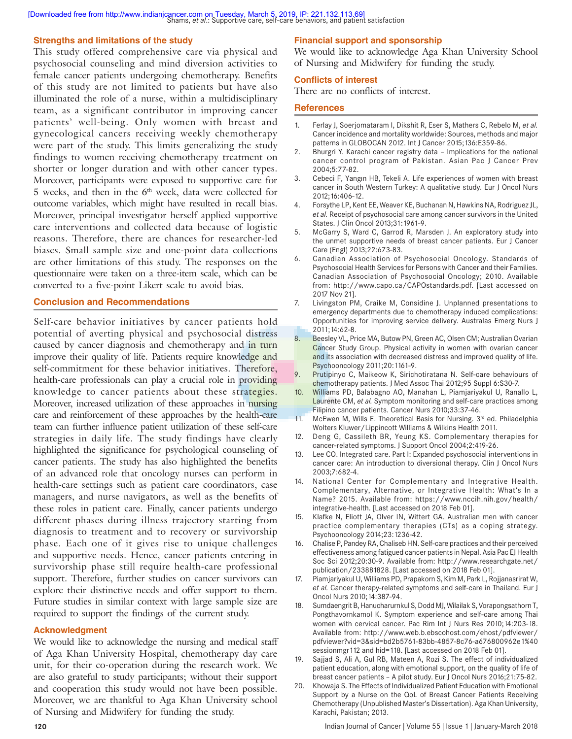## Strengths and limitations of the study

This study offered comprehensive care via physical and psychosocial counseling and mind diversion activities to female cancer patients undergoing chemotherapy. Benefits of this study are not limited to patients but have also illuminated the role of a nurse, within a multidisciplinary team, as a significant contributor in improving cancer patients' well-being. Only women with breast and gynecological cancers receiving weekly chemotherapy were part of the study. This limits generalizing the study findings to women receiving chemotherapy treatment on shorter or longer duration and with other cancer types. Moreover, participants were exposed to supportive care for 5 weeks, and then in the 6th week, data were collected for outcome variables, which might have resulted in recall bias. Moreover, principal investigator herself applied supportive care interventions and collected data because of logistic reasons. Therefore, there are chances for researcher-led biases. Small sample size and one-point data collections are other limitations of this study. The responses on the questionnaire were taken on a three-item scale, which can be converted to a five-point Likert scale to avoid bias.

## Conclusion and Recommendations

Self-care behavior initiatives by cancer patients hold potential of averting physical and psychosocial distress caused by cancer diagnosis and chemotherapy and in turn improve their quality of life. Patients require knowledge and self-commitment for these behavior initiatives. Therefore, health-care professionals can play a crucial role in providing knowledge to cancer patients about these strategies. Moreover, increased utilization of these approaches in nursing care and reinforcement of these approaches by the health-care team can further influence patient utilization of these self-care strategies in daily life. The study findings have clearly highlighted the significance for psychological counseling of cancer patients. The study has also highlighted the benefits of an advanced role that oncology nurses can perform in health-care settings such as patient care coordinators, case managers, and nurse navigators, as well as the benefits of these roles in patient care. Finally, cancer patients undergo different phases during illness trajectory starting from diagnosis to treatment and to recovery or survivorship phase. Each one of it gives rise to unique challenges and supportive needs. Hence, cancer patients entering in survivorship phase still require health-care professional support. Therefore, further studies on cancer survivors can explore their distinctive needs and offer support to them. Future studies in similar context with large sample size are required to support the findings of the current study.

## Acknowledgment

We would like to acknowledge the nursing and medical staff of Aga Khan University Hospital, chemotherapy day care unit, for their co-operation during the research work. We are also grateful to study participants; without their support and cooperation this study would not have been possible. Moreover, we are thankful to Aga Khan University school of Nursing and Midwifery for funding the study.

## Financial support and sponsorship

We would like to acknowledge Aga Khan University School of Nursing and Midwifery for funding the study.

## Conflicts of interest

There are no conflicts of interest.

## References

1. Ferlay J, Soerjomataram I, Dikshit R, Eser S, Mathers C, Rebelo M, *et al.* Cancer incidence and mortality worldwide: Sources, methods and major patterns in GLOBOCAN 2012. Int J Cancer 2015;136:E359-86.
2. Bhurgri Y. Karachi cancer registry data – Implications for the national cancer control program of Pakistan. Asian Pac J Cancer Prev 2004;5:77-82.
3. Cebeci F, Yangın HB, Tekeli A. Life experiences of women with breast cancer in South Western Turkey: A qualitative study. Eur J Oncol Nurs 2012;16:406-12.
4. Forsythe LP, Kent EE, Weaver KE, Buchanan N, Hawkins NA, Rodriguez JL, *et al.* Receipt of psychosocial care among cancer survivors in the United States. J Clin Oncol 2013;31:1961-9.
5. McGarry S, Ward C, Garrod R, Marsden J. An exploratory study into the unmet supportive needs of breast cancer patients. Eur J Cancer Care (Engl) 2013;22:673-83.
6. Canadian Association of Psychosocial Oncology. Standards of Psychosocial Health Services for Persons with Cancer and their Families. Canadian Association of Psychosocial Oncology; 2010. Available from: http://www.capo.ca/CAPOstandards.pdf. [Last accessed on 2017 Nov 21].
7. Livingston PM, Craike M, Considine J. Unplanned presentations to emergency departments due to chemotherapy induced complications: Opportunities for improving service delivery. Australas Emerg Nurs J 2011;14:62-8.
8. Beesley VL, Price MA, Butow PN, Green AC, Olsen CM; Australian Ovarian Cancer Study Group. Physical activity in women with ovarian cancer and its association with decreased distress and improved quality of life. Psychooncology 2011;20:1161-9.
9. Prutipinyo C, Maikeow K, Sirichotiratana N. Self-care behaviours of chemotherapy patients. J Med Assoc Thai 2012;95 Suppl 6:S30-7.
10. Williams PD, Balabagno AO, Manahan L, Piamjariyakul U, Ranallo L, Laurente CM, *et al.* Symptom monitoring and self-care practices among Filipino cancer patients. Cancer Nurs 2010;33:37-46.
11. McEwen M, Wills E. Theoretical Basis for Nursing. 3rd ed. Philadelphia Wolters Kluwer/Lippincott Williams & Wilkins Health 2011.
12. Deng G, Cassileth BR, Yeung KS. Complementary therapies for cancer-related symptoms. J Support Oncol 2004;2:419-26.
13. Lee CO. Integrated care. Part I: Expanded psychosocial interventions in cancer care: An introduction to diversional therapy. Clin J Oncol Nurs 2003;7:682-4.
14. National Center for Complementary and Integrative Health. Complementary, Alternative, or Integrative Health: What's In a Name? 2015. Available from: https://www.nccih.nih.gov/health/integrative-health. [Last accessed on 2018 Feb 01].
15. Klafke N, Eliott JA, Olver IN, Wittert GA. Australian men with cancer practice complementary therapies (CTs) as a coping strategy. Psychooncology 2014;23:1236-42.
16. Chalise P, Pandey RA, Chaliseb HN. Self-care practices and their perceived effectiveness among fatigued cancer patients in Nepal. Asia Pac EJ Health Soc Sci 2012;20:30-9. Available from: http://www.researchgate.net/publication/233881828. [Last accessed on 2018 Feb 01].
17. Piamjariyakul U, Williams PD, Prapakorn S, Kim M, Park L, Rojjanasrirat W, *et al.* Cancer therapy-related symptoms and self-care in Thailand. Eur J Oncol Nurs 2010;14:387-94.
18. Sumdaengrit B, Hanucharurnkul S, Dodd MJ, Wilailak S, Vorapongsathorn T, Pongthavornkamol K. Symptom experience and self-care among Thai women with cervical cancer. Pac Rim Int J Nurs Res 2010;14:203-18. Available from: http://www.web.b.ebscohost.com/ehost/pdfviewer/pdfviewer?vid=3&sid=bd2b5761-83bb-4857-8c76-a676800962e1%40sessionmgr112 and hid=118. [Last accessed on 2018 Feb 01].
19. Sajjad S, Ali A, Gul RB, Mateen A, Rozi S. The effect of individualized patient education, along with emotional support, on the quality of life of breast cancer patients – A pilot study. Eur J Oncol Nurs 2016;21:75-82.
20. Khowaja S. The Effects of Individualized Patient Education with Emotional Support by a Nurse on the QoL of Breast Cancer Patients Receiving Chemotherapy (Unpublished Master's Dissertation). Aga Khan University, Karachi, Pakistan; 2013.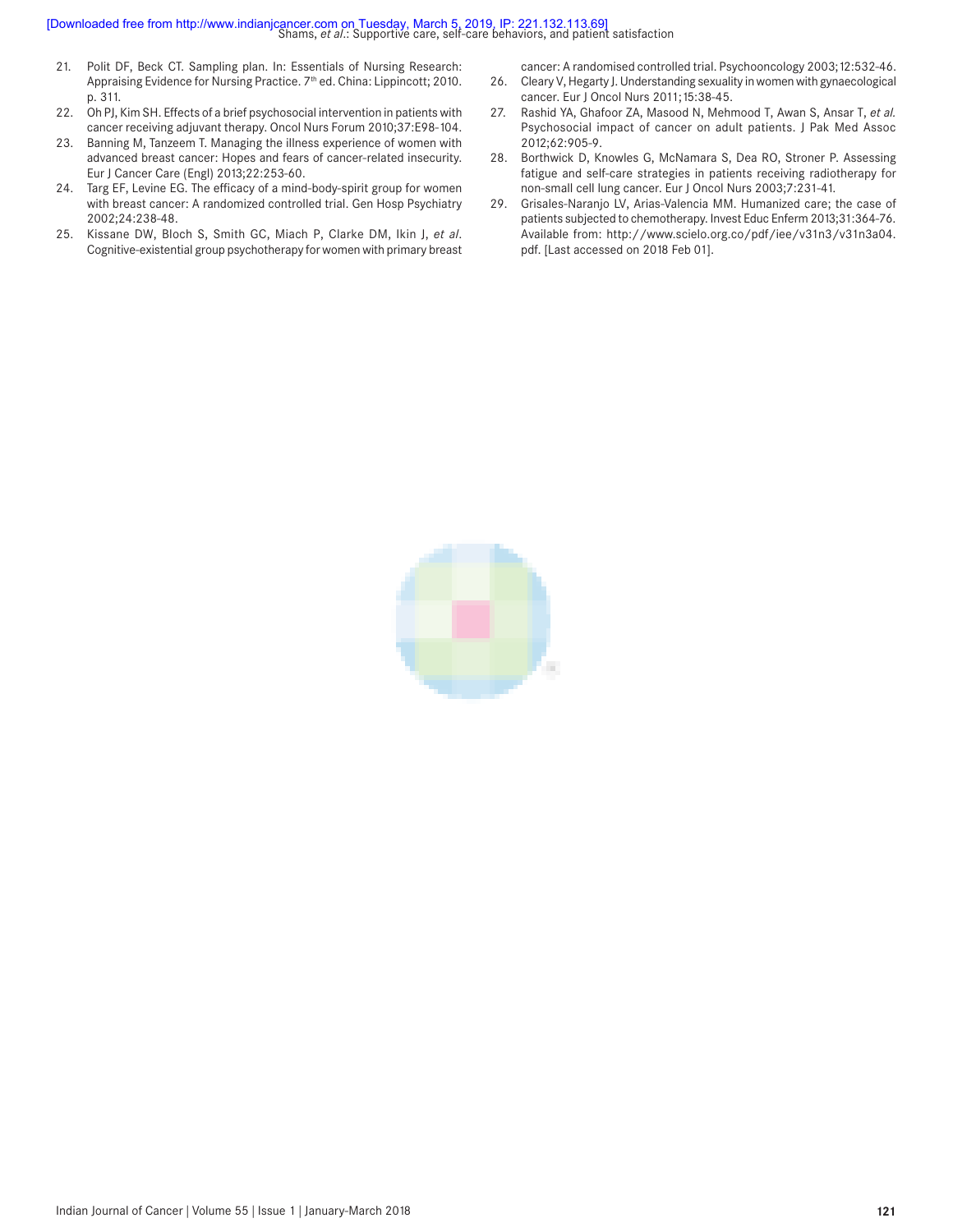21. Polit DF, Beck CT. Sampling plan. In: Essentials of Nursing Research: Appraising Evidence for Nursing Practice. 7th ed. China: Lippincott; 2010. p. 311.
22. Oh PJ, Kim SH. Effects of a brief psychosocial intervention in patients with cancer receiving adjuvant therapy. Oncol Nurs Forum 2010;37:E98-104.
23. Banning M, Tanzeem T. Managing the illness experience of women with advanced breast cancer: Hopes and fears of cancer-related insecurity. Eur J Cancer Care (Engl) 2013;22:253-60.
24. Targ EF, Levine EG. The efficacy of a mind-body-spirit group for women with breast cancer: A randomized controlled trial. Gen Hosp Psychiatry 2002;24:238-48.
25. Kissane DW, Bloch S, Smith GC, Miach P, Clarke DM, Ikin J, *et al*. Cognitive-existential group psychotherapy for women with primary breast cancer: A randomised controlled trial. Psychooncology 2003;12:532-46.
26. Cleary V, Hegarty J. Understanding sexuality in women with gynaecological cancer. Eur J Oncol Nurs 2011;15:38-45.
27. Rashid YA, Ghafoor ZA, Masood N, Mehmood T, Awan S, Ansar T, *et al.* Psychosocial impact of cancer on adult patients. J Pak Med Assoc 2012;62:905-9.
28. Borthwick D, Knowles G, McNamara S, Dea RO, Stroner P. Assessing fatigue and self-care strategies in patients receiving radiotherapy for non-small cell lung cancer. Eur J Oncol Nurs 2003;7:231-41.
29. Grisales-Naranjo LV, Arias-Valencia MM. Humanized care; the case of patients subjected to chemotherapy. Invest Educ Enferm 2013;31:364-76. Available from: http://www.scielo.org.co/pdf/iee/v31n3/v31n3a04.pdf. [Last accessed on 2018 Feb 01].